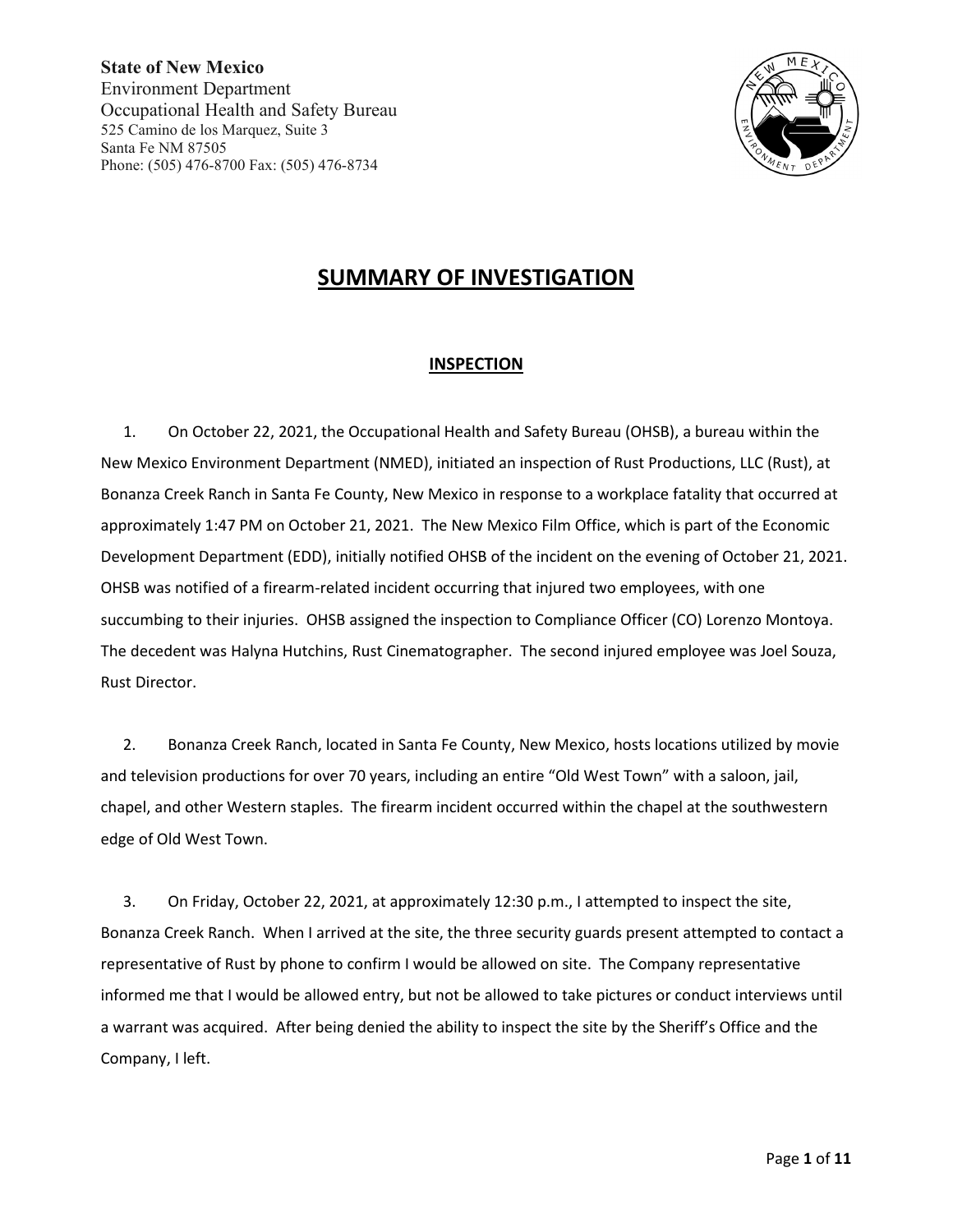**State of New Mexico**
Environment Department
Occupational Health and Safety Bureau
525 Camino de los Marquez, Suite 3
Santa Fe NM 87505
Phone: (505) 476-8700 Fax: (505) 476-8734

# SUMMARY OF INVESTIGATION

## INSPECTION

1. On October 22, 2021, the Occupational Health and Safety Bureau (OHSB), a bureau within the New Mexico Environment Department (NMED), initiated an inspection of Rust Productions, LLC (Rust), at Bonanza Creek Ranch in Santa Fe County, New Mexico in response to a workplace fatality that occurred at approximately 1:47 PM on October 21, 2021. The New Mexico Film Office, which is part of the Economic Development Department (EDD), initially notified OHSB of the incident on the evening of October 21, 2021. OHSB was notified of a firearm-related incident occurring that injured two employees, with one succumbing to their injuries. OHSB assigned the inspection to Compliance Officer (CO) Lorenzo Montoya. The decedent was Halyna Hutchins, Rust Cinematographer. The second injured employee was Joel Souza, Rust Director.

2. Bonanza Creek Ranch, located in Santa Fe County, New Mexico, hosts locations utilized by movie and television productions for over 70 years, including an entire "Old West Town" with a saloon, jail, chapel, and other Western staples. The firearm incident occurred within the chapel at the southwestern edge of Old West Town.

3. On Friday, October 22, 2021, at approximately 12:30 p.m., I attempted to inspect the site, Bonanza Creek Ranch. When I arrived at the site, the three security guards present attempted to contact a representative of Rust by phone to confirm I would be allowed on site. The Company representative informed me that I would be allowed entry, but not be allowed to take pictures or conduct interviews until a warrant was acquired. After being denied the ability to inspect the site by the Sheriff's Office and the Company, I left.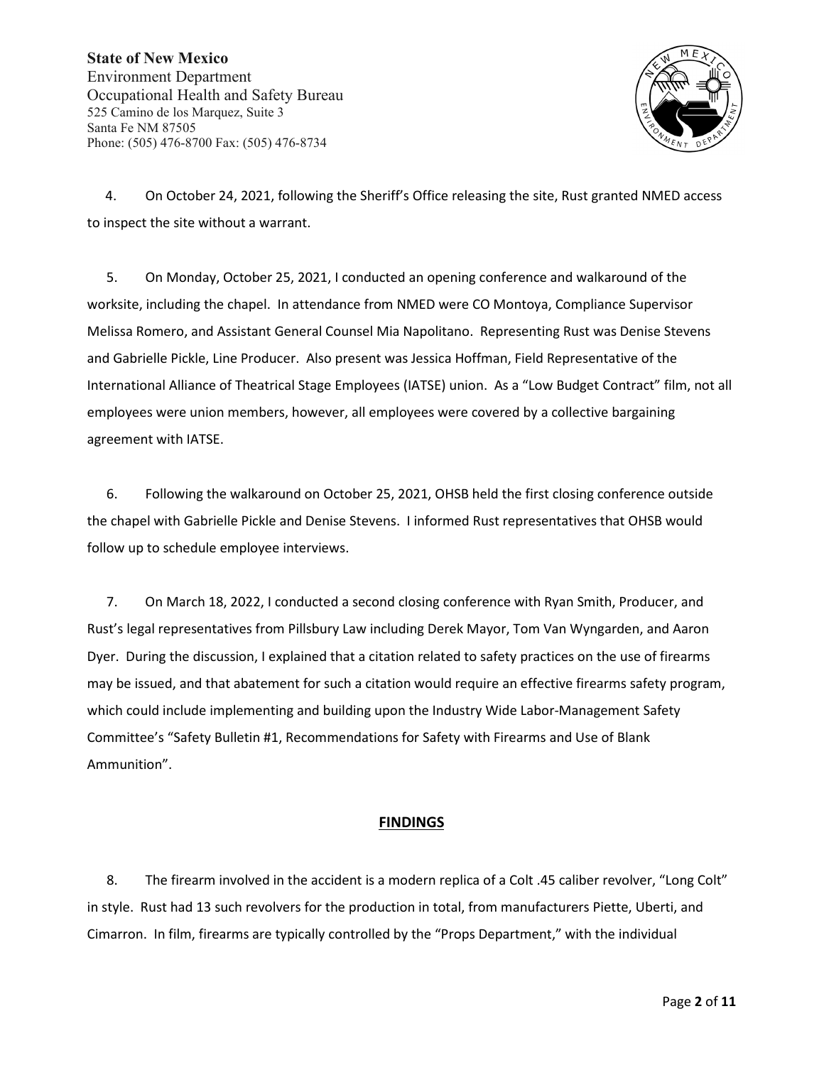4. On October 24, 2021, following the Sheriff's Office releasing the site, Rust granted NMED access to inspect the site without a warrant.

5. On Monday, October 25, 2021, I conducted an opening conference and walkaround of the worksite, including the chapel. In attendance from NMED were CO Montoya, Compliance Supervisor Melissa Romero, and Assistant General Counsel Mia Napolitano. Representing Rust was Denise Stevens and Gabrielle Pickle, Line Producer. Also present was Jessica Hoffman, Field Representative of the International Alliance of Theatrical Stage Employees (IATSE) union. As a "Low Budget Contract" film, not all employees were union members, however, all employees were covered by a collective bargaining agreement with IATSE.

6. Following the walkaround on October 25, 2021, OHSB held the first closing conference outside the chapel with Gabrielle Pickle and Denise Stevens. I informed Rust representatives that OHSB would follow up to schedule employee interviews.

7. On March 18, 2022, I conducted a second closing conference with Ryan Smith, Producer, and Rust's legal representatives from Pillsbury Law including Derek Mayor, Tom Van Wyngarden, and Aaron Dyer. During the discussion, I explained that a citation related to safety practices on the use of firearms may be issued, and that abatement for such a citation would require an effective firearms safety program, which could include implementing and building upon the Industry Wide Labor-Management Safety Committee's "Safety Bulletin #1, Recommendations for Safety with Firearms and Use of Blank Ammunition".

## FINDINGS

8. The firearm involved in the accident is a modern replica of a Colt .45 caliber revolver, "Long Colt" in style. Rust had 13 such revolvers for the production in total, from manufacturers Piette, Uberti, and Cimarron. In film, firearms are typically controlled by the "Props Department," with the individual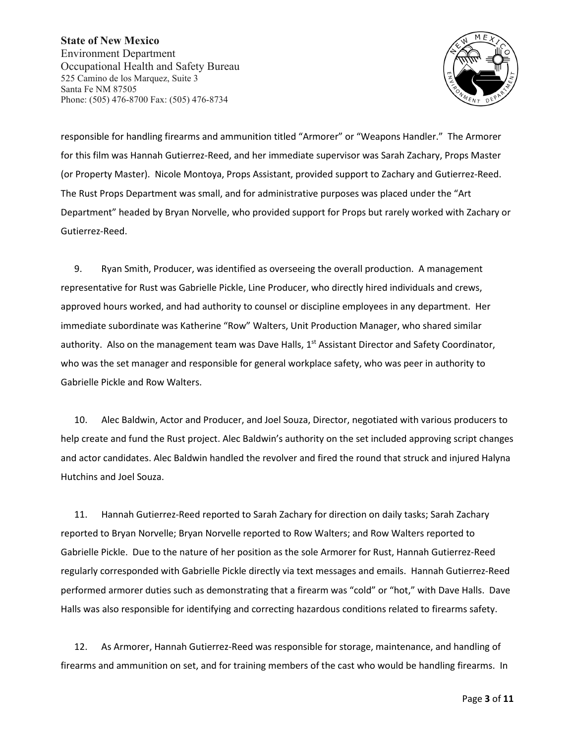responsible for handling firearms and ammunition titled "Armorer" or "Weapons Handler." The Armorer for this film was Hannah Gutierrez-Reed, and her immediate supervisor was Sarah Zachary, Props Master (or Property Master). Nicole Montoya, Props Assistant, provided support to Zachary and Gutierrez-Reed. The Rust Props Department was small, and for administrative purposes was placed under the "Art Department" headed by Bryan Norvelle, who provided support for Props but rarely worked with Zachary or Gutierrez-Reed.

9. Ryan Smith, Producer, was identified as overseeing the overall production. A management representative for Rust was Gabrielle Pickle, Line Producer, who directly hired individuals and crews, approved hours worked, and had authority to counsel or discipline employees in any department. Her immediate subordinate was Katherine "Row" Walters, Unit Production Manager, who shared similar authority. Also on the management team was Dave Halls, 1st Assistant Director and Safety Coordinator, who was the set manager and responsible for general workplace safety, who was peer in authority to Gabrielle Pickle and Row Walters.

10. Alec Baldwin, Actor and Producer, and Joel Souza, Director, negotiated with various producers to help create and fund the Rust project. Alec Baldwin's authority on the set included approving script changes and actor candidates. Alec Baldwin handled the revolver and fired the round that struck and injured Halyna Hutchins and Joel Souza.

11. Hannah Gutierrez-Reed reported to Sarah Zachary for direction on daily tasks; Sarah Zachary reported to Bryan Norvelle; Bryan Norvelle reported to Row Walters; and Row Walters reported to Gabrielle Pickle. Due to the nature of her position as the sole Armorer for Rust, Hannah Gutierrez-Reed regularly corresponded with Gabrielle Pickle directly via text messages and emails. Hannah Gutierrez-Reed performed armorer duties such as demonstrating that a firearm was "cold" or "hot," with Dave Halls. Dave Halls was also responsible for identifying and correcting hazardous conditions related to firearms safety.

12. As Armorer, Hannah Gutierrez-Reed was responsible for storage, maintenance, and handling of firearms and ammunition on set, and for training members of the cast who would be handling firearms. In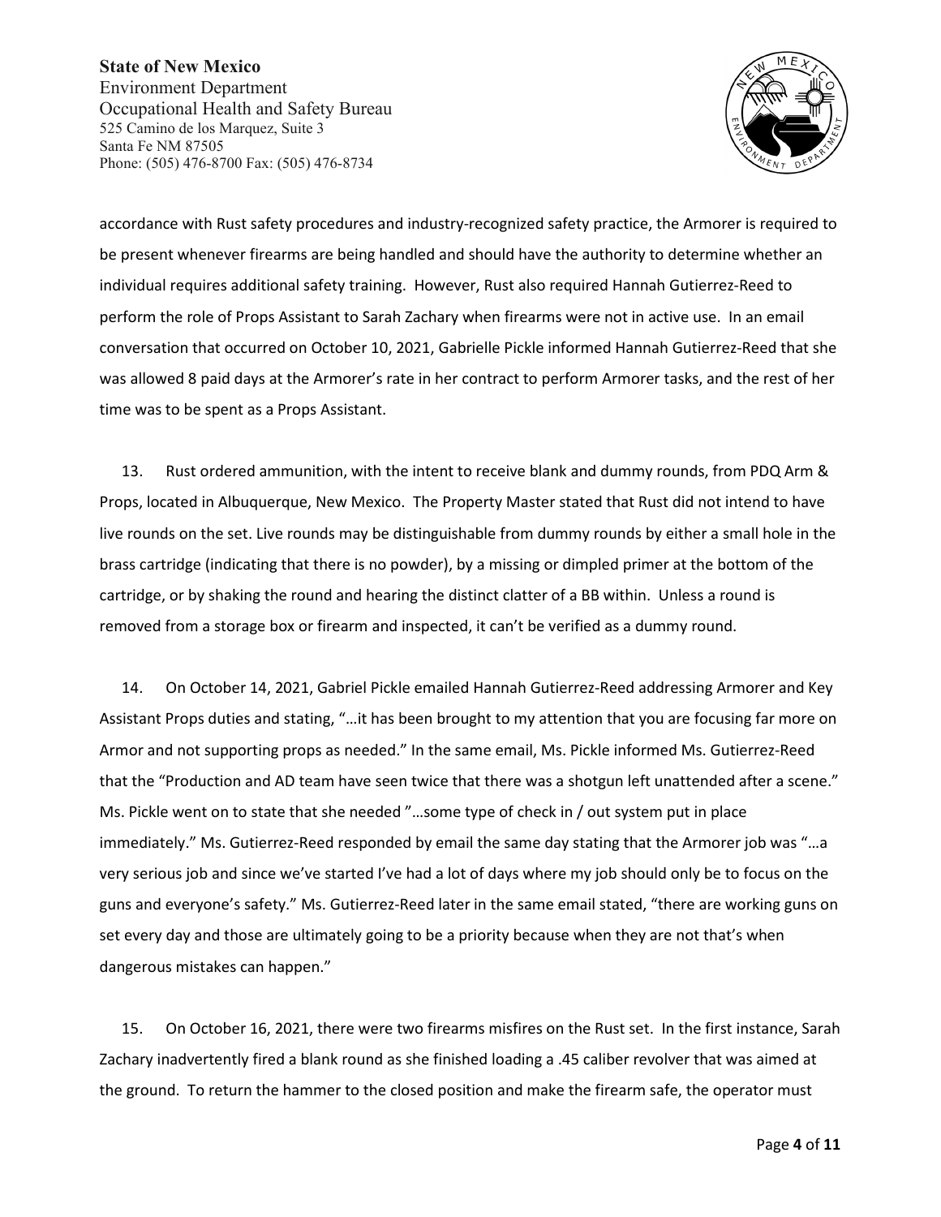accordance with Rust safety procedures and industry-recognized safety practice, the Armorer is required to be present whenever firearms are being handled and should have the authority to determine whether an individual requires additional safety training. However, Rust also required Hannah Gutierrez-Reed to perform the role of Props Assistant to Sarah Zachary when firearms were not in active use. In an email conversation that occurred on October 10, 2021, Gabrielle Pickle informed Hannah Gutierrez-Reed that she was allowed 8 paid days at the Armorer's rate in her contract to perform Armorer tasks, and the rest of her time was to be spent as a Props Assistant.

13. Rust ordered ammunition, with the intent to receive blank and dummy rounds, from PDQ Arm & Props, located in Albuquerque, New Mexico. The Property Master stated that Rust did not intend to have live rounds on the set. Live rounds may be distinguishable from dummy rounds by either a small hole in the brass cartridge (indicating that there is no powder), by a missing or dimpled primer at the bottom of the cartridge, or by shaking the round and hearing the distinct clatter of a BB within. Unless a round is removed from a storage box or firearm and inspected, it can't be verified as a dummy round.

14. On October 14, 2021, Gabriel Pickle emailed Hannah Gutierrez-Reed addressing Armorer and Key Assistant Props duties and stating, "…it has been brought to my attention that you are focusing far more on Armor and not supporting props as needed." In the same email, Ms. Pickle informed Ms. Gutierrez-Reed that the "Production and AD team have seen twice that there was a shotgun left unattended after a scene." Ms. Pickle went on to state that she needed "…some type of check in / out system put in place immediately." Ms. Gutierrez-Reed responded by email the same day stating that the Armorer job was "…a very serious job and since we've started I've had a lot of days where my job should only be to focus on the guns and everyone's safety." Ms. Gutierrez-Reed later in the same email stated, "there are working guns on set every day and those are ultimately going to be a priority because when they are not that's when dangerous mistakes can happen."

15. On October 16, 2021, there were two firearms misfires on the Rust set. In the first instance, Sarah Zachary inadvertently fired a blank round as she finished loading a .45 caliber revolver that was aimed at the ground. To return the hammer to the closed position and make the firearm safe, the operator must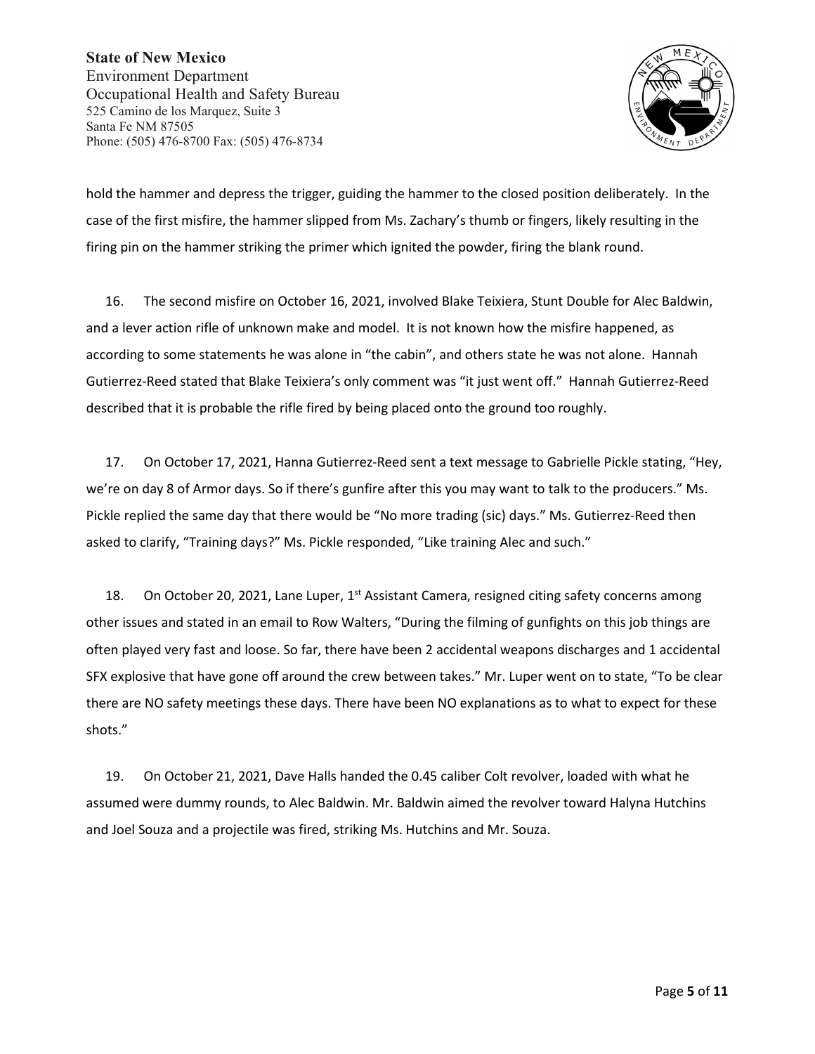hold the hammer and depress the trigger, guiding the hammer to the closed position deliberately. In the case of the first misfire, the hammer slipped from Ms. Zachary's thumb or fingers, likely resulting in the firing pin on the hammer striking the primer which ignited the powder, firing the blank round.

16. The second misfire on October 16, 2021, involved Blake Teixiera, Stunt Double for Alec Baldwin, and a lever action rifle of unknown make and model. It is not known how the misfire happened, as according to some statements he was alone in "the cabin", and others state he was not alone. Hannah Gutierrez-Reed stated that Blake Teixiera's only comment was "it just went off." Hannah Gutierrez-Reed described that it is probable the rifle fired by being placed onto the ground too roughly.

17. On October 17, 2021, Hanna Gutierrez-Reed sent a text message to Gabrielle Pickle stating, "Hey, we're on day 8 of Armor days. So if there's gunfire after this you may want to talk to the producers." Ms. Pickle replied the same day that there would be "No more trading (sic) days." Ms. Gutierrez-Reed then asked to clarify, "Training days?" Ms. Pickle responded, "Like training Alec and such."

18. On October 20, 2021, Lane Luper, 1st Assistant Camera, resigned citing safety concerns among other issues and stated in an email to Row Walters, "During the filming of gunfights on this job things are often played very fast and loose. So far, there have been 2 accidental weapons discharges and 1 accidental SFX explosive that have gone off around the crew between takes." Mr. Luper went on to state, "To be clear there are NO safety meetings these days. There have been NO explanations as to what to expect for these shots."

19. On October 21, 2021, Dave Halls handed the 0.45 caliber Colt revolver, loaded with what he assumed were dummy rounds, to Alec Baldwin. Mr. Baldwin aimed the revolver toward Halyna Hutchins and Joel Souza and a projectile was fired, striking Ms. Hutchins and Mr. Souza.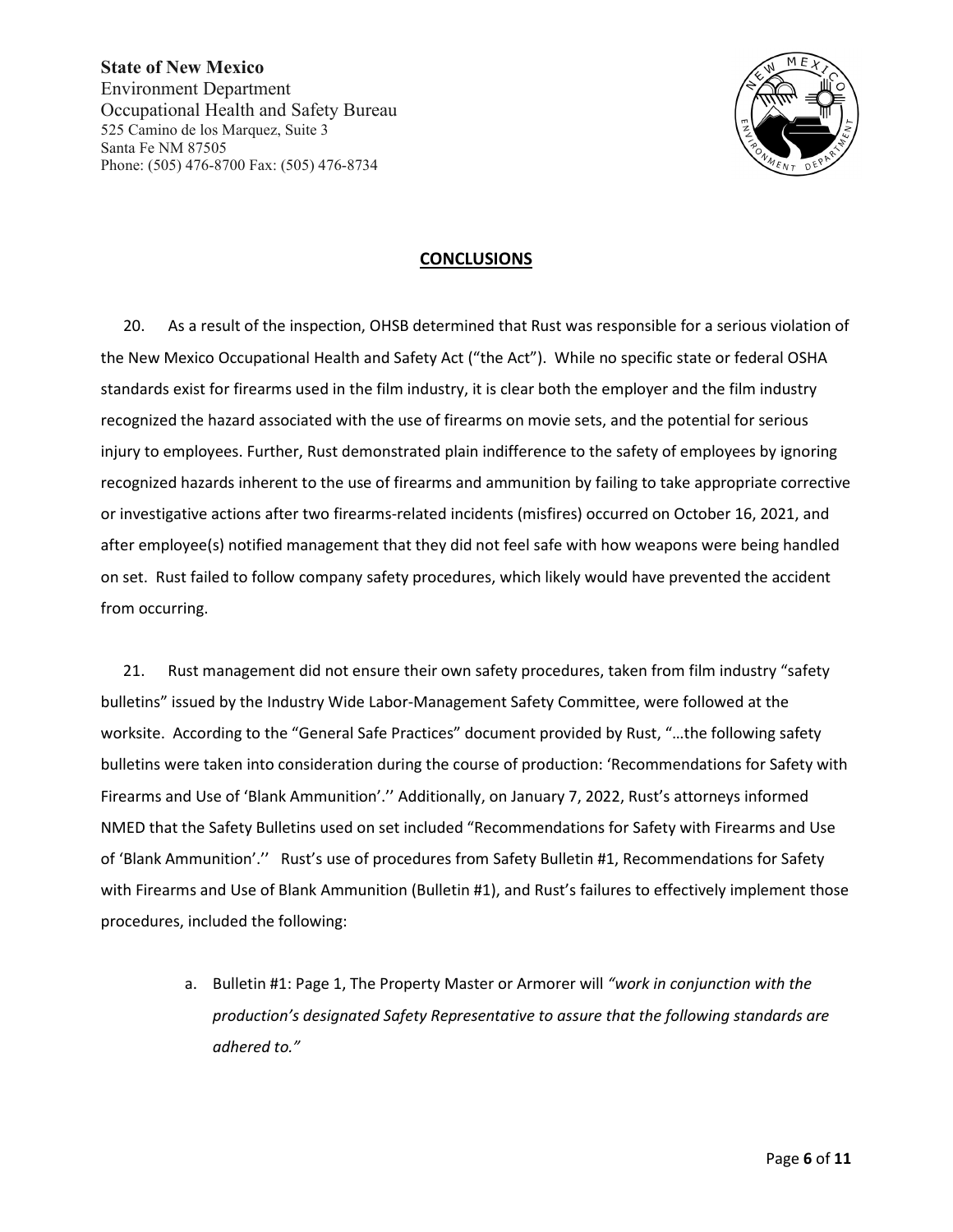**State of New Mexico**
Environment Department
Occupational Health and Safety Bureau
525 Camino de los Marquez, Suite 3
Santa Fe NM 87505
Phone: (505) 476-8700 Fax: (505) 476-8734

## CONCLUSIONS

20. As a result of the inspection, OHSB determined that Rust was responsible for a serious violation of the New Mexico Occupational Health and Safety Act ("the Act"). While no specific state or federal OSHA standards exist for firearms used in the film industry, it is clear both the employer and the film industry recognized the hazard associated with the use of firearms on movie sets, and the potential for serious injury to employees. Further, Rust demonstrated plain indifference to the safety of employees by ignoring recognized hazards inherent to the use of firearms and ammunition by failing to take appropriate corrective or investigative actions after two firearms-related incidents (misfires) occurred on October 16, 2021, and after employee(s) notified management that they did not feel safe with how weapons were being handled on set. Rust failed to follow company safety procedures, which likely would have prevented the accident from occurring.

21. Rust management did not ensure their own safety procedures, taken from film industry "safety bulletins" issued by the Industry Wide Labor-Management Safety Committee, were followed at the worksite. According to the "General Safe Practices" document provided by Rust, "…the following safety bulletins were taken into consideration during the course of production: 'Recommendations for Safety with Firearms and Use of 'Blank Ammunition'.'' Additionally, on January 7, 2022, Rust's attorneys informed NMED that the Safety Bulletins used on set included "Recommendations for Safety with Firearms and Use of 'Blank Ammunition'.'' Rust's use of procedures from Safety Bulletin #1, Recommendations for Safety with Firearms and Use of Blank Ammunition (Bulletin #1), and Rust's failures to effectively implement those procedures, included the following:

a. Bulletin #1: Page 1, The Property Master or Armorer will *"work in conjunction with the production's designated Safety Representative to assure that the following standards are adhered to."*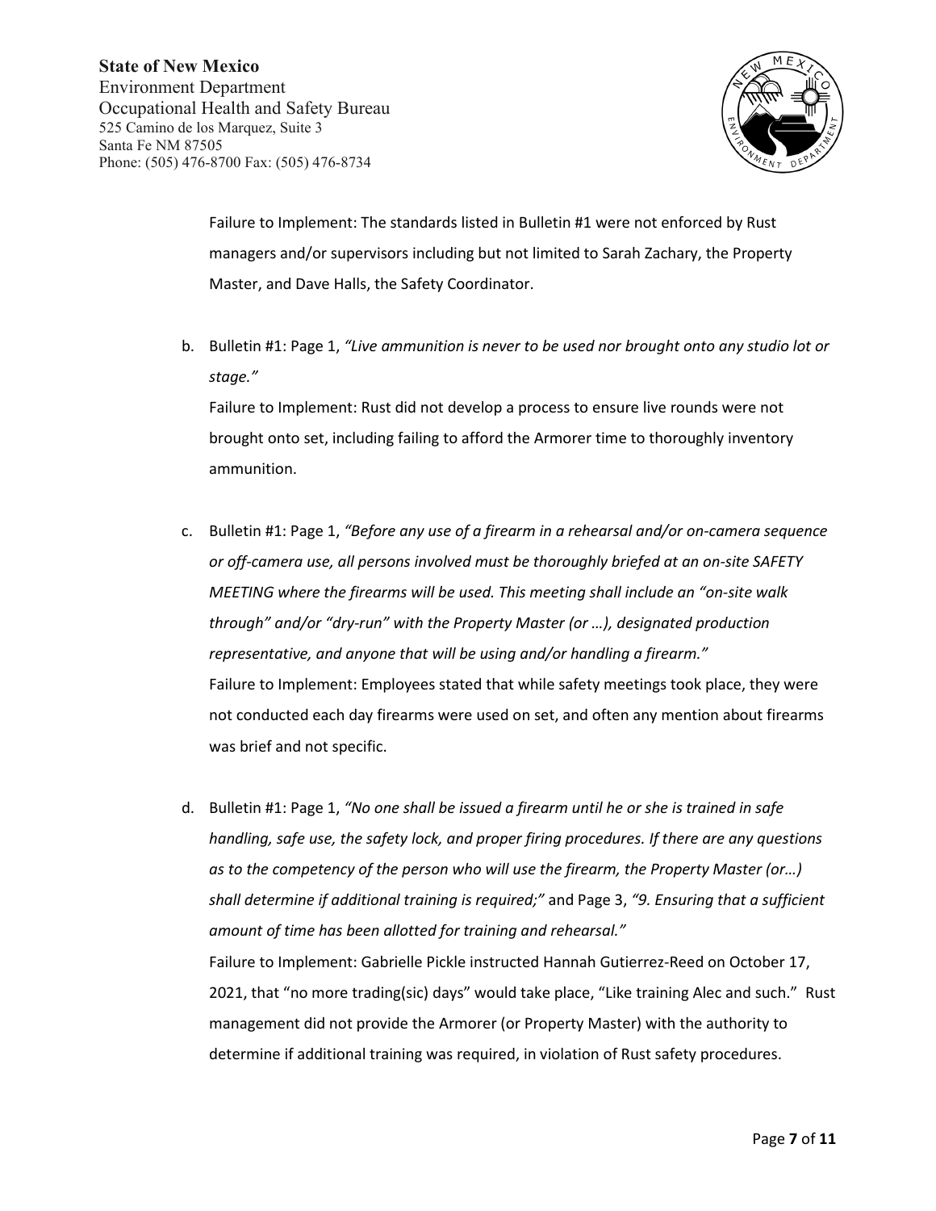Failure to Implement: The standards listed in Bulletin #1 were not enforced by Rust managers and/or supervisors including but not limited to Sarah Zachary, the Property Master, and Dave Halls, the Safety Coordinator.

b. Bulletin #1: Page 1, *"Live ammunition is never to be used nor brought onto any studio lot or stage."*

   Failure to Implement: Rust did not develop a process to ensure live rounds were not brought onto set, including failing to afford the Armorer time to thoroughly inventory ammunition.

c. Bulletin #1: Page 1, *"Before any use of a firearm in a rehearsal and/or on-camera sequence or off-camera use, all persons involved must be thoroughly briefed at an on-site SAFETY MEETING where the firearms will be used. This meeting shall include an "on-site walk through" and/or "dry-run" with the Property Master (or …), designated production representative, and anyone that will be using and/or handling a firearm."*

   Failure to Implement: Employees stated that while safety meetings took place, they were not conducted each day firearms were used on set, and often any mention about firearms was brief and not specific.

d. Bulletin #1: Page 1, *"No one shall be issued a firearm until he or she is trained in safe handling, safe use, the safety lock, and proper firing procedures. If there are any questions as to the competency of the person who will use the firearm, the Property Master (or…) shall determine if additional training is required;"* and Page 3, *"9. Ensuring that a sufficient amount of time has been allotted for training and rehearsal."*

   Failure to Implement: Gabrielle Pickle instructed Hannah Gutierrez-Reed on October 17, 2021, that "no more trading(sic) days" would take place, "Like training Alec and such." Rust management did not provide the Armorer (or Property Master) with the authority to determine if additional training was required, in violation of Rust safety procedures.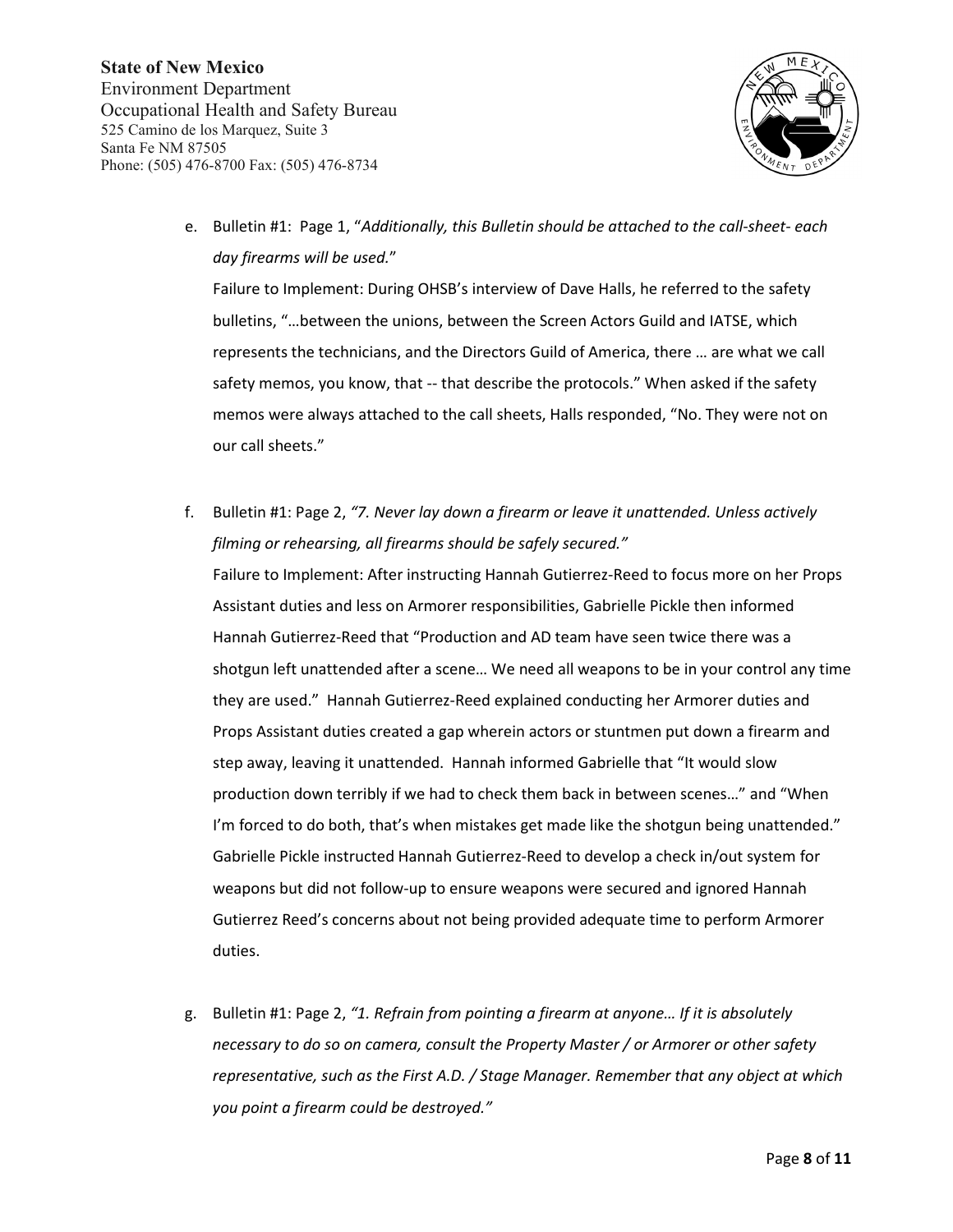e. Bulletin #1: Page 1, "*Additionally, this Bulletin should be attached to the call-sheet- each day firearms will be used.*"

   Failure to Implement: During OHSB's interview of Dave Halls, he referred to the safety bulletins, "…between the unions, between the Screen Actors Guild and IATSE, which represents the technicians, and the Directors Guild of America, there … are what we call safety memos, you know, that -- that describe the protocols." When asked if the safety memos were always attached to the call sheets, Halls responded, "No. They were not on our call sheets."

f. Bulletin #1: Page 2, *"7. Never lay down a firearm or leave it unattended. Unless actively filming or rehearsing, all firearms should be safely secured."*

   Failure to Implement: After instructing Hannah Gutierrez-Reed to focus more on her Props Assistant duties and less on Armorer responsibilities, Gabrielle Pickle then informed Hannah Gutierrez-Reed that "Production and AD team have seen twice there was a shotgun left unattended after a scene… We need all weapons to be in your control any time they are used." Hannah Gutierrez-Reed explained conducting her Armorer duties and Props Assistant duties created a gap wherein actors or stuntmen put down a firearm and step away, leaving it unattended. Hannah informed Gabrielle that "It would slow production down terribly if we had to check them back in between scenes…" and "When I'm forced to do both, that's when mistakes get made like the shotgun being unattended." Gabrielle Pickle instructed Hannah Gutierrez-Reed to develop a check in/out system for weapons but did not follow-up to ensure weapons were secured and ignored Hannah Gutierrez Reed's concerns about not being provided adequate time to perform Armorer duties.

g. Bulletin #1: Page 2, *"1. Refrain from pointing a firearm at anyone… If it is absolutely necessary to do so on camera, consult the Property Master / or Armorer or other safety representative, such as the First A.D. / Stage Manager. Remember that any object at which you point a firearm could be destroyed."*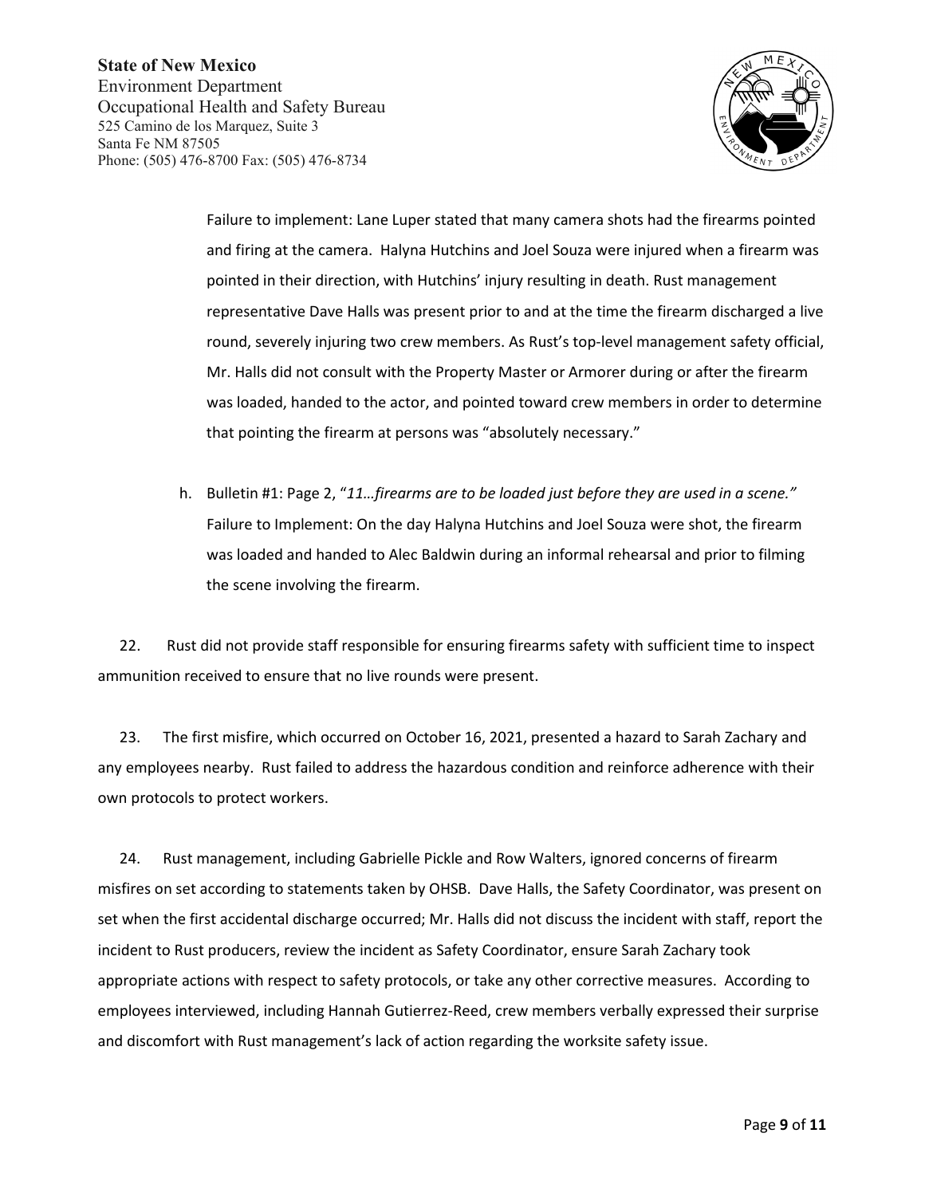Failure to implement: Lane Luper stated that many camera shots had the firearms pointed and firing at the camera. Halyna Hutchins and Joel Souza were injured when a firearm was pointed in their direction, with Hutchins' injury resulting in death. Rust management representative Dave Halls was present prior to and at the time the firearm discharged a live round, severely injuring two crew members. As Rust's top-level management safety official, Mr. Halls did not consult with the Property Master or Armorer during or after the firearm was loaded, handed to the actor, and pointed toward crew members in order to determine that pointing the firearm at persons was "absolutely necessary."

h. Bulletin #1: Page 2, "*11…firearms are to be loaded just before they are used in a scene.*" Failure to Implement: On the day Halyna Hutchins and Joel Souza were shot, the firearm was loaded and handed to Alec Baldwin during an informal rehearsal and prior to filming the scene involving the firearm.

22. Rust did not provide staff responsible for ensuring firearms safety with sufficient time to inspect ammunition received to ensure that no live rounds were present.

23. The first misfire, which occurred on October 16, 2021, presented a hazard to Sarah Zachary and any employees nearby. Rust failed to address the hazardous condition and reinforce adherence with their own protocols to protect workers.

24. Rust management, including Gabrielle Pickle and Row Walters, ignored concerns of firearm misfires on set according to statements taken by OHSB. Dave Halls, the Safety Coordinator, was present on set when the first accidental discharge occurred; Mr. Halls did not discuss the incident with staff, report the incident to Rust producers, review the incident as Safety Coordinator, ensure Sarah Zachary took appropriate actions with respect to safety protocols, or take any other corrective measures. According to employees interviewed, including Hannah Gutierrez-Reed, crew members verbally expressed their surprise and discomfort with Rust management's lack of action regarding the worksite safety issue.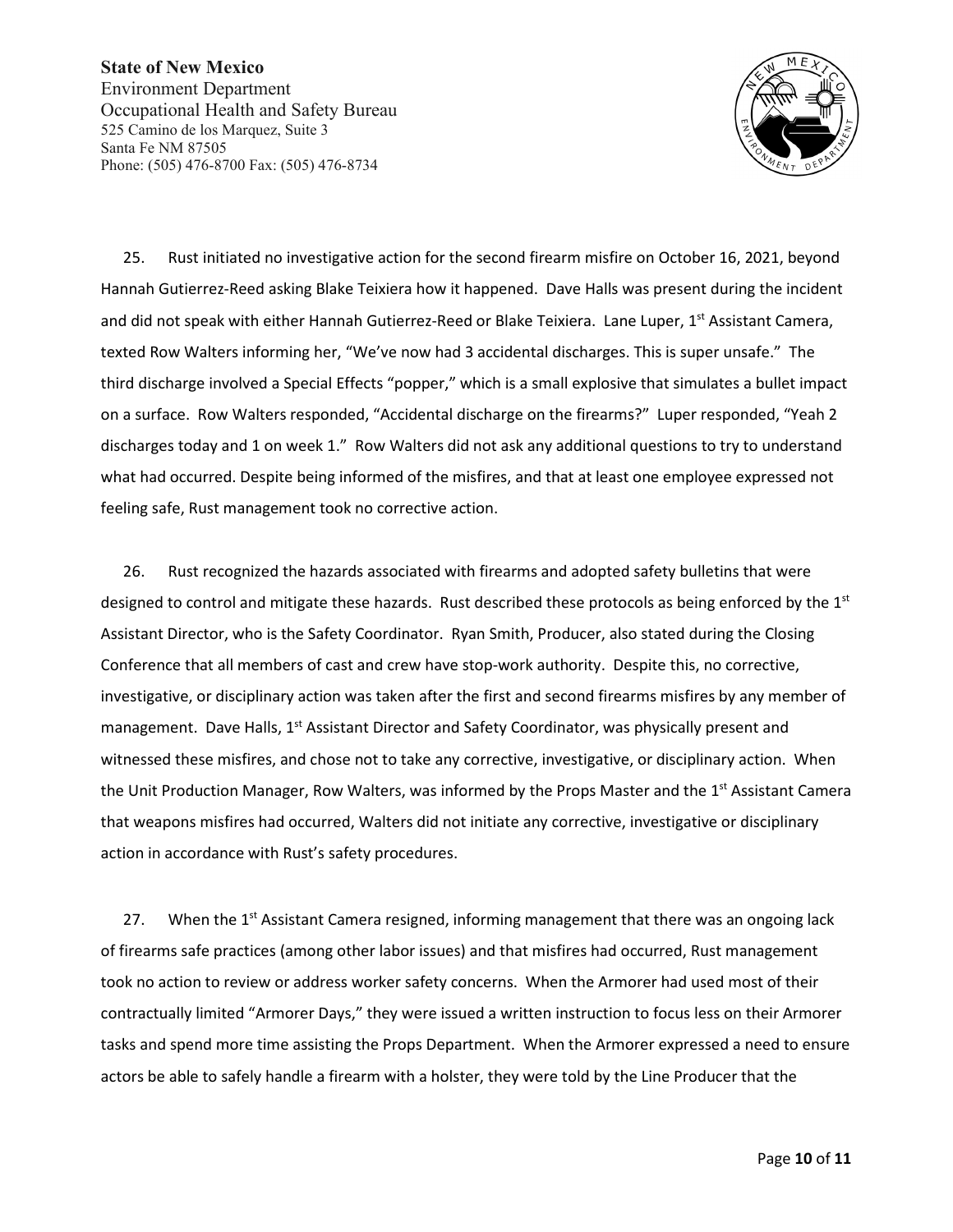**State of New Mexico**
Environment Department
Occupational Health and Safety Bureau
525 Camino de los Marquez, Suite 3
Santa Fe NM 87505
Phone: (505) 476-8700 Fax: (505) 476-8734

25. Rust initiated no investigative action for the second firearm misfire on October 16, 2021, beyond Hannah Gutierrez-Reed asking Blake Teixiera how it happened. Dave Halls was present during the incident and did not speak with either Hannah Gutierrez-Reed or Blake Teixiera. Lane Luper, 1st Assistant Camera, texted Row Walters informing her, "We've now had 3 accidental discharges. This is super unsafe." The third discharge involved a Special Effects "popper," which is a small explosive that simulates a bullet impact on a surface. Row Walters responded, "Accidental discharge on the firearms?" Luper responded, "Yeah 2 discharges today and 1 on week 1." Row Walters did not ask any additional questions to try to understand what had occurred. Despite being informed of the misfires, and that at least one employee expressed not feeling safe, Rust management took no corrective action.

26. Rust recognized the hazards associated with firearms and adopted safety bulletins that were designed to control and mitigate these hazards. Rust described these protocols as being enforced by the 1st Assistant Director, who is the Safety Coordinator. Ryan Smith, Producer, also stated during the Closing Conference that all members of cast and crew have stop-work authority. Despite this, no corrective, investigative, or disciplinary action was taken after the first and second firearms misfires by any member of management. Dave Halls, 1st Assistant Director and Safety Coordinator, was physically present and witnessed these misfires, and chose not to take any corrective, investigative, or disciplinary action. When the Unit Production Manager, Row Walters, was informed by the Props Master and the 1st Assistant Camera that weapons misfires had occurred, Walters did not initiate any corrective, investigative or disciplinary action in accordance with Rust's safety procedures.

27. When the 1st Assistant Camera resigned, informing management that there was an ongoing lack of firearms safe practices (among other labor issues) and that misfires had occurred, Rust management took no action to review or address worker safety concerns. When the Armorer had used most of their contractually limited "Armorer Days," they were issued a written instruction to focus less on their Armorer tasks and spend more time assisting the Props Department. When the Armorer expressed a need to ensure actors be able to safely handle a firearm with a holster, they were told by the Line Producer that the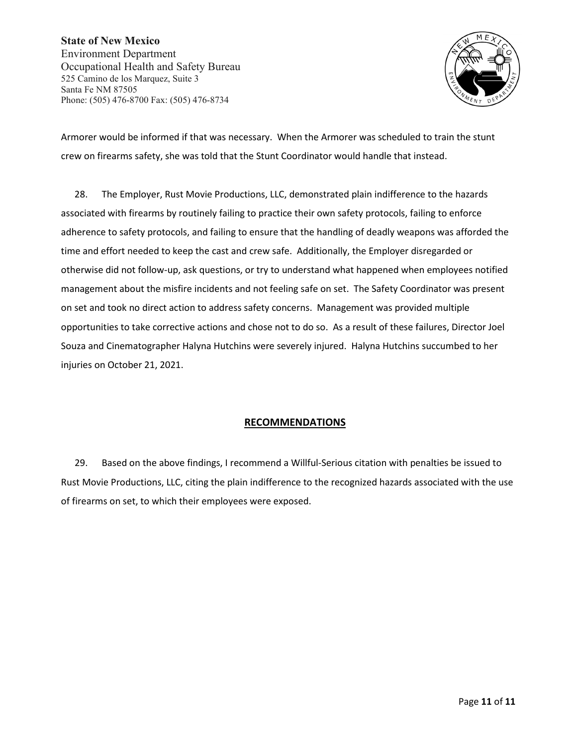Armorer would be informed if that was necessary. When the Armorer was scheduled to train the stunt crew on firearms safety, she was told that the Stunt Coordinator would handle that instead.

28. The Employer, Rust Movie Productions, LLC, demonstrated plain indifference to the hazards associated with firearms by routinely failing to practice their own safety protocols, failing to enforce adherence to safety protocols, and failing to ensure that the handling of deadly weapons was afforded the time and effort needed to keep the cast and crew safe. Additionally, the Employer disregarded or otherwise did not follow-up, ask questions, or try to understand what happened when employees notified management about the misfire incidents and not feeling safe on set. The Safety Coordinator was present on set and took no direct action to address safety concerns. Management was provided multiple opportunities to take corrective actions and chose not to do so. As a result of these failures, Director Joel Souza and Cinematographer Halyna Hutchins were severely injured. Halyna Hutchins succumbed to her injuries on October 21, 2021.

## RECOMMENDATIONS

29. Based on the above findings, I recommend a Willful-Serious citation with penalties be issued to Rust Movie Productions, LLC, citing the plain indifference to the recognized hazards associated with the use of firearms on set, to which their employees were exposed.